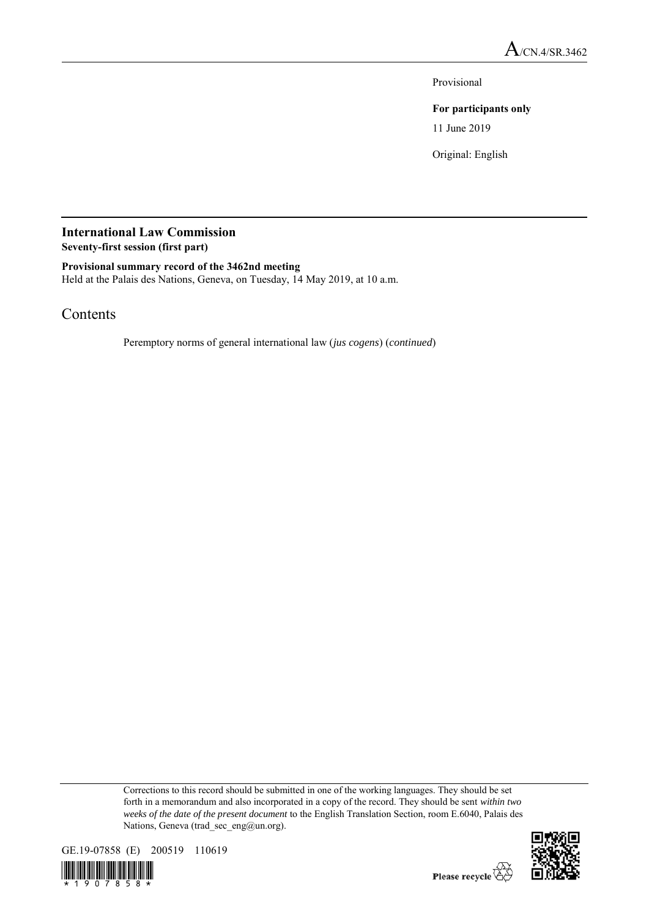A/CN.4/SR.3462

Provisional

**For participants only**

11 June 2019

Original: English

## International Law Commission

**Seventy-first session (first part)**

**Provisional summary record of the 3462nd meeting**

Held at the Palais des Nations, Geneva, on Tuesday, 14 May 2019, at 10 a.m.

# Contents

Peremptory norms of general international law (*jus cogens*) (*continued*)

Corrections to this record should be submitted in one of the working languages. They should be set forth in a memorandum and also incorporated in a copy of the record. They should be sent *within two weeks of the date of the present document* to the English Translation Section, room E.6040, Palais des Nations, Geneva (trad_sec_eng@un.org).

GE.19-07858 (E) 200519 110619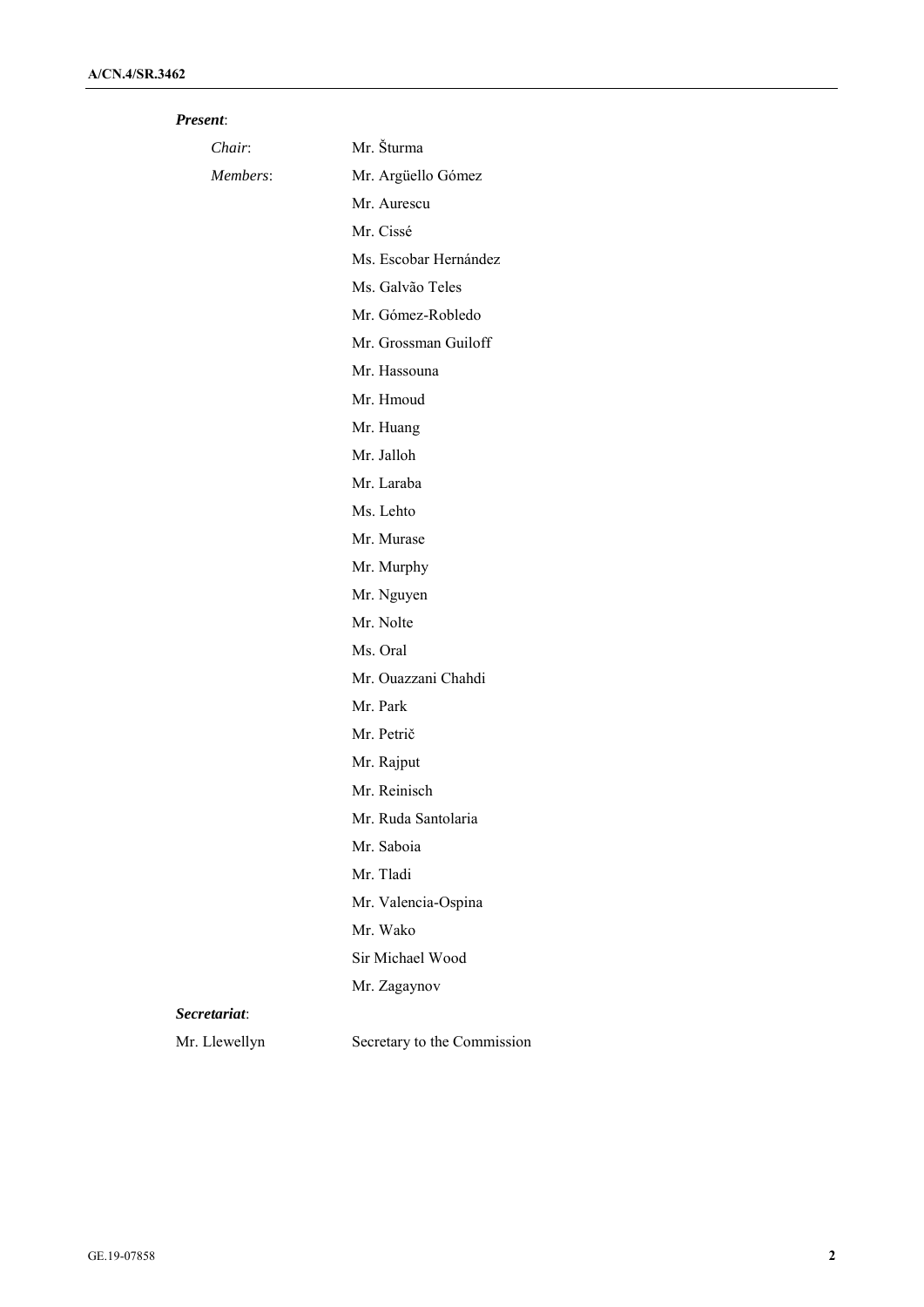***Present***:

| | |
|---|---|
| *Chair*: | Mr. Šturma |
| *Members*: | Mr. Argüello Gómez |
| | Mr. Aurescu |
| | Mr. Cissé |
| | Ms. Escobar Hernández |
| | Ms. Galvão Teles |
| | Mr. Gómez-Robledo |
| | Mr. Grossman Guiloff |
| | Mr. Hassouna |
| | Mr. Hmoud |
| | Mr. Huang |
| | Mr. Jalloh |
| | Mr. Laraba |
| | Ms. Lehto |
| | Mr. Murase |
| | Mr. Murphy |
| | Mr. Nguyen |
| | Mr. Nolte |
| | Ms. Oral |
| | Mr. Ouazzani Chahdi |
| | Mr. Park |
| | Mr. Petrič |
| | Mr. Rajput |
| | Mr. Reinisch |
| | Mr. Ruda Santolaria |
| | Mr. Saboia |
| | Mr. Tladi |
| | Mr. Valencia-Ospina |
| | Mr. Wako |
| | Sir Michael Wood |
| | Mr. Zagaynov |

***Secretariat***:

| | |
|---|---|
| Mr. Llewellyn | Secretary to the Commission |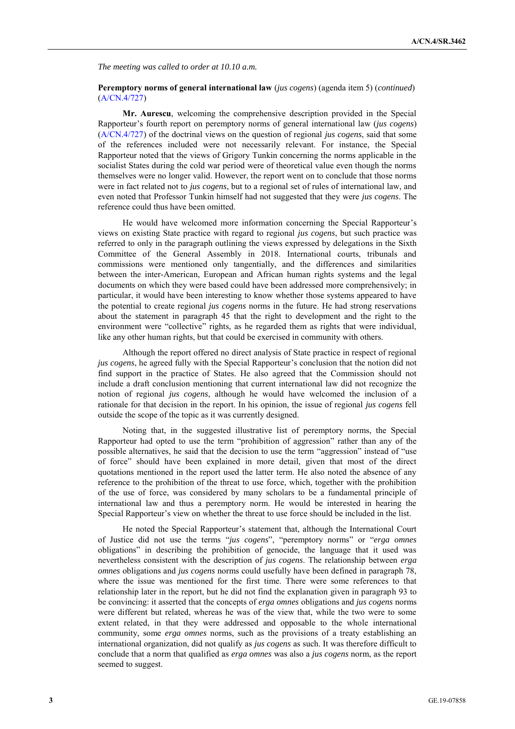*The meeting was called to order at 10.10 a.m.*

**Peremptory norms of general international law** (*jus cogens*) (agenda item 5) (*continued*) (A/CN.4/727)

**Mr. Aurescu**, welcoming the comprehensive description provided in the Special Rapporteur's fourth report on peremptory norms of general international law (*jus cogens*) (A/CN.4/727) of the doctrinal views on the question of regional *jus cogens*, said that some of the references included were not necessarily relevant. For instance, the Special Rapporteur noted that the views of Grigory Tunkin concerning the norms applicable in the socialist States during the cold war period were of theoretical value even though the norms themselves were no longer valid. However, the report went on to conclude that those norms were in fact related not to *jus cogens*, but to a regional set of rules of international law, and even noted that Professor Tunkin himself had not suggested that they were *jus cogens*. The reference could thus have been omitted.

He would have welcomed more information concerning the Special Rapporteur's views on existing State practice with regard to regional *jus cogens*, but such practice was referred to only in the paragraph outlining the views expressed by delegations in the Sixth Committee of the General Assembly in 2018. International courts, tribunals and commissions were mentioned only tangentially, and the differences and similarities between the inter-American, European and African human rights systems and the legal documents on which they were based could have been addressed more comprehensively; in particular, it would have been interesting to know whether those systems appeared to have the potential to create regional *jus cogens* norms in the future. He had strong reservations about the statement in paragraph 45 that the right to development and the right to the environment were "collective" rights, as he regarded them as rights that were individual, like any other human rights, but that could be exercised in community with others.

Although the report offered no direct analysis of State practice in respect of regional *jus cogens*, he agreed fully with the Special Rapporteur's conclusion that the notion did not find support in the practice of States. He also agreed that the Commission should not include a draft conclusion mentioning that current international law did not recognize the notion of regional *jus cogens*, although he would have welcomed the inclusion of a rationale for that decision in the report. In his opinion, the issue of regional *jus cogens* fell outside the scope of the topic as it was currently designed.

Noting that, in the suggested illustrative list of peremptory norms, the Special Rapporteur had opted to use the term "prohibition of aggression" rather than any of the possible alternatives, he said that the decision to use the term "aggression" instead of "use of force" should have been explained in more detail, given that most of the direct quotations mentioned in the report used the latter term. He also noted the absence of any reference to the prohibition of the threat to use force, which, together with the prohibition of the use of force, was considered by many scholars to be a fundamental principle of international law and thus a peremptory norm. He would be interested in hearing the Special Rapporteur's view on whether the threat to use force should be included in the list.

He noted the Special Rapporteur's statement that, although the International Court of Justice did not use the terms "*jus cogens*", "peremptory norms" or "*erga omnes* obligations" in describing the prohibition of genocide, the language that it used was nevertheless consistent with the description of *jus cogens*. The relationship between *erga omnes* obligations and *jus cogens* norms could usefully have been defined in paragraph 78, where the issue was mentioned for the first time. There were some references to that relationship later in the report, but he did not find the explanation given in paragraph 93 to be convincing: it asserted that the concepts of *erga omnes* obligations and *jus cogens* norms were different but related, whereas he was of the view that, while the two were to some extent related, in that they were addressed and opposable to the whole international community, some *erga omnes* norms, such as the provisions of a treaty establishing an international organization, did not qualify as *jus cogens* as such. It was therefore difficult to conclude that a norm that qualified as *erga omnes* was also a *jus cogens* norm, as the report seemed to suggest.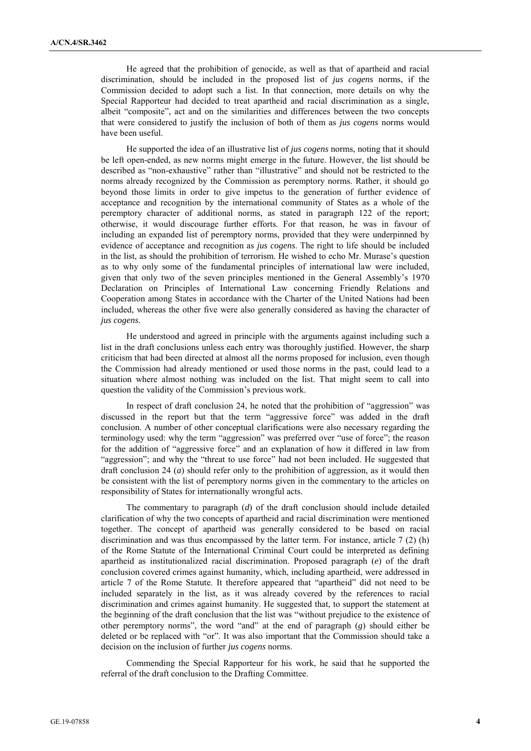He agreed that the prohibition of genocide, as well as that of apartheid and racial discrimination, should be included in the proposed list of *jus cogens* norms, if the Commission decided to adopt such a list. In that connection, more details on why the Special Rapporteur had decided to treat apartheid and racial discrimination as a single, albeit "composite", act and on the similarities and differences between the two concepts that were considered to justify the inclusion of both of them as *jus cogens* norms would have been useful.

He supported the idea of an illustrative list of *jus cogens* norms, noting that it should be left open-ended, as new norms might emerge in the future. However, the list should be described as "non-exhaustive" rather than "illustrative" and should not be restricted to the norms already recognized by the Commission as peremptory norms. Rather, it should go beyond those limits in order to give impetus to the generation of further evidence of acceptance and recognition by the international community of States as a whole of the peremptory character of additional norms, as stated in paragraph 122 of the report; otherwise, it would discourage further efforts. For that reason, he was in favour of including an expanded list of peremptory norms, provided that they were underpinned by evidence of acceptance and recognition as *jus cogens*. The right to life should be included in the list, as should the prohibition of terrorism. He wished to echo Mr. Murase's question as to why only some of the fundamental principles of international law were included, given that only two of the seven principles mentioned in the General Assembly's 1970 Declaration on Principles of International Law concerning Friendly Relations and Cooperation among States in accordance with the Charter of the United Nations had been included, whereas the other five were also generally considered as having the character of *jus cogens*.

He understood and agreed in principle with the arguments against including such a list in the draft conclusions unless each entry was thoroughly justified. However, the sharp criticism that had been directed at almost all the norms proposed for inclusion, even though the Commission had already mentioned or used those norms in the past, could lead to a situation where almost nothing was included on the list. That might seem to call into question the validity of the Commission's previous work.

In respect of draft conclusion 24, he noted that the prohibition of "aggression" was discussed in the report but that the term "aggressive force" was added in the draft conclusion. A number of other conceptual clarifications were also necessary regarding the terminology used: why the term "aggression" was preferred over "use of force"; the reason for the addition of "aggressive force" and an explanation of how it differed in law from "aggression"; and why the "threat to use force" had not been included. He suggested that draft conclusion 24 (*a*) should refer only to the prohibition of aggression, as it would then be consistent with the list of peremptory norms given in the commentary to the articles on responsibility of States for internationally wrongful acts.

The commentary to paragraph (*d*) of the draft conclusion should include detailed clarification of why the two concepts of apartheid and racial discrimination were mentioned together. The concept of apartheid was generally considered to be based on racial discrimination and was thus encompassed by the latter term. For instance, article 7 (2) (h) of the Rome Statute of the International Criminal Court could be interpreted as defining apartheid as institutionalized racial discrimination. Proposed paragraph (*e*) of the draft conclusion covered crimes against humanity, which, including apartheid, were addressed in article 7 of the Rome Statute. It therefore appeared that "apartheid" did not need to be included separately in the list, as it was already covered by the references to racial discrimination and crimes against humanity. He suggested that, to support the statement at the beginning of the draft conclusion that the list was "without prejudice to the existence of other peremptory norms", the word "and" at the end of paragraph (*g*) should either be deleted or be replaced with "or". It was also important that the Commission should take a decision on the inclusion of further *jus cogens* norms.

Commending the Special Rapporteur for his work, he said that he supported the referral of the draft conclusion to the Drafting Committee.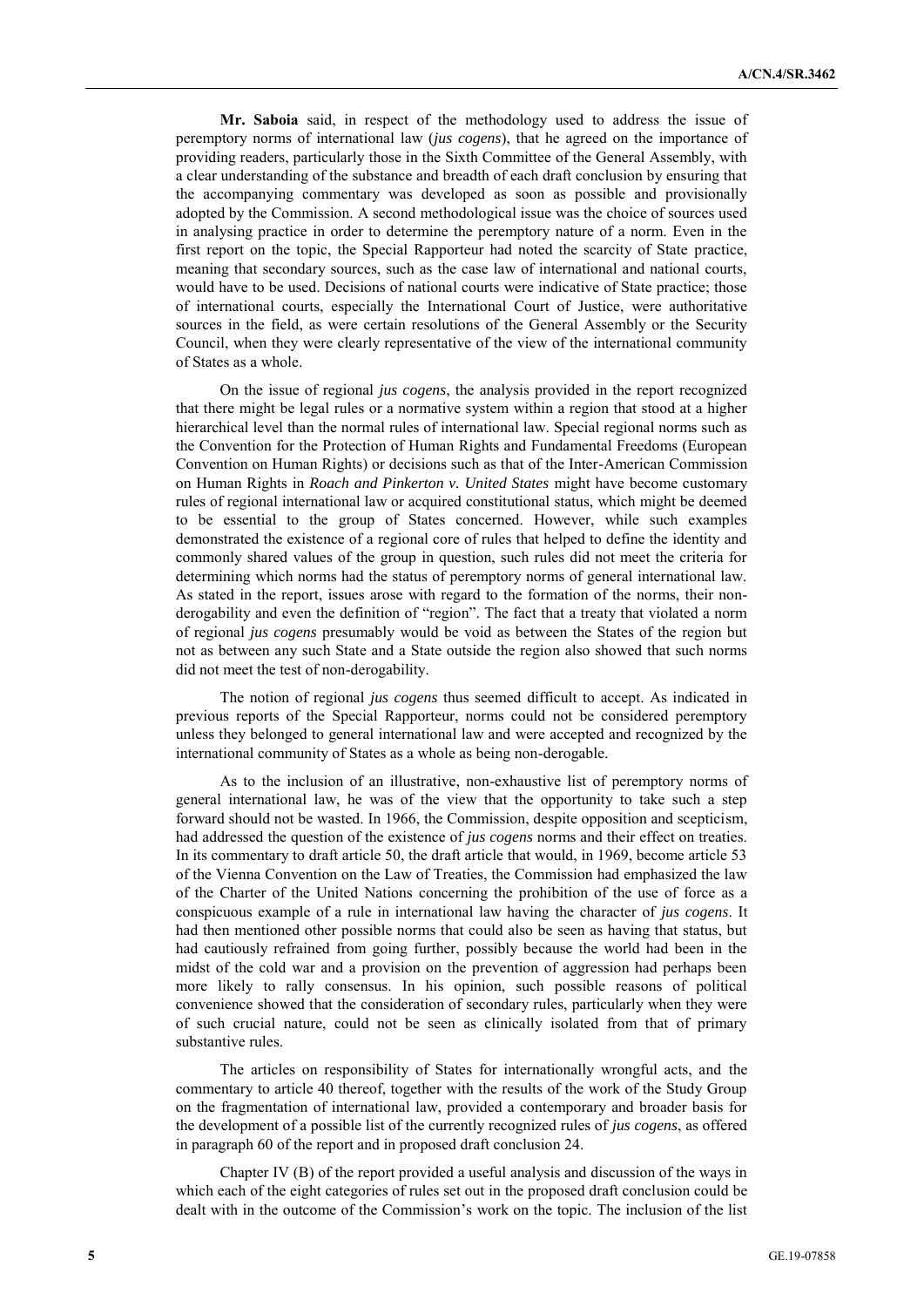**Mr. Saboia** said, in respect of the methodology used to address the issue of peremptory norms of international law (*jus cogens*), that he agreed on the importance of providing readers, particularly those in the Sixth Committee of the General Assembly, with a clear understanding of the substance and breadth of each draft conclusion by ensuring that the accompanying commentary was developed as soon as possible and provisionally adopted by the Commission. A second methodological issue was the choice of sources used in analysing practice in order to determine the peremptory nature of a norm. Even in the first report on the topic, the Special Rapporteur had noted the scarcity of State practice, meaning that secondary sources, such as the case law of international and national courts, would have to be used. Decisions of national courts were indicative of State practice; those of international courts, especially the International Court of Justice, were authoritative sources in the field, as were certain resolutions of the General Assembly or the Security Council, when they were clearly representative of the view of the international community of States as a whole.

On the issue of regional *jus cogens*, the analysis provided in the report recognized that there might be legal rules or a normative system within a region that stood at a higher hierarchical level than the normal rules of international law. Special regional norms such as the Convention for the Protection of Human Rights and Fundamental Freedoms (European Convention on Human Rights) or decisions such as that of the Inter-American Commission on Human Rights in *Roach and Pinkerton v. United States* might have become customary rules of regional international law or acquired constitutional status, which might be deemed to be essential to the group of States concerned. However, while such examples demonstrated the existence of a regional core of rules that helped to define the identity and commonly shared values of the group in question, such rules did not meet the criteria for determining which norms had the status of peremptory norms of general international law. As stated in the report, issues arose with regard to the formation of the norms, their non-derogability and even the definition of "region". The fact that a treaty that violated a norm of regional *jus cogens* presumably would be void as between the States of the region but not as between any such State and a State outside the region also showed that such norms did not meet the test of non-derogability.

The notion of regional *jus cogens* thus seemed difficult to accept. As indicated in previous reports of the Special Rapporteur, norms could not be considered peremptory unless they belonged to general international law and were accepted and recognized by the international community of States as a whole as being non-derogable.

As to the inclusion of an illustrative, non-exhaustive list of peremptory norms of general international law, he was of the view that the opportunity to take such a step forward should not be wasted. In 1966, the Commission, despite opposition and scepticism, had addressed the question of the existence of *jus cogens* norms and their effect on treaties. In its commentary to draft article 50, the draft article that would, in 1969, become article 53 of the Vienna Convention on the Law of Treaties, the Commission had emphasized the law of the Charter of the United Nations concerning the prohibition of the use of force as a conspicuous example of a rule in international law having the character of *jus cogens*. It had then mentioned other possible norms that could also be seen as having that status, but had cautiously refrained from going further, possibly because the world had been in the midst of the cold war and a provision on the prevention of aggression had perhaps been more likely to rally consensus. In his opinion, such possible reasons of political convenience showed that the consideration of secondary rules, particularly when they were of such crucial nature, could not be seen as clinically isolated from that of primary substantive rules.

The articles on responsibility of States for internationally wrongful acts, and the commentary to article 40 thereof, together with the results of the work of the Study Group on the fragmentation of international law, provided a contemporary and broader basis for the development of a possible list of the currently recognized rules of *jus cogens*, as offered in paragraph 60 of the report and in proposed draft conclusion 24.

Chapter IV (B) of the report provided a useful analysis and discussion of the ways in which each of the eight categories of rules set out in the proposed draft conclusion could be dealt with in the outcome of the Commission's work on the topic. The inclusion of the list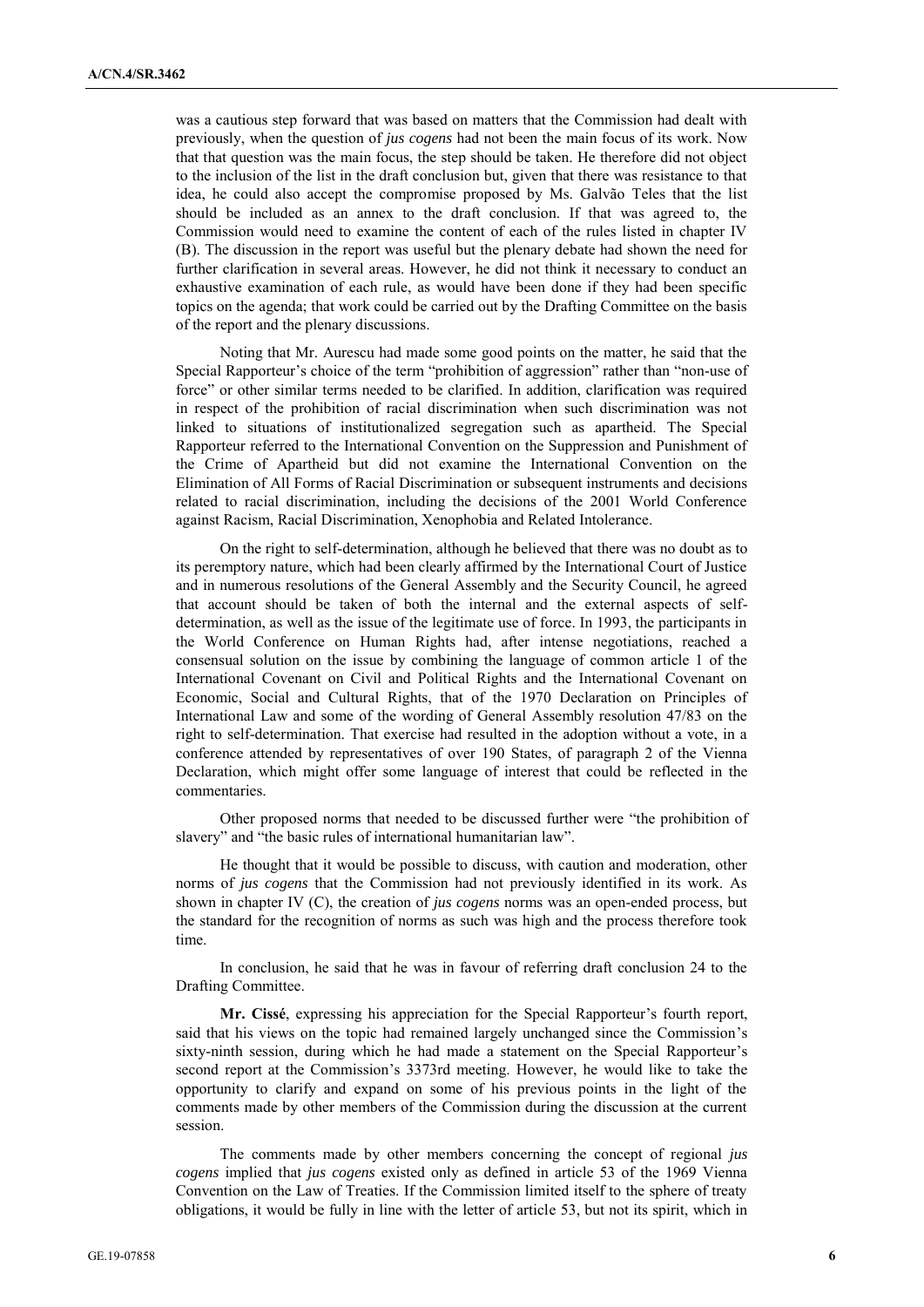was a cautious step forward that was based on matters that the Commission had dealt with previously, when the question of *jus cogens* had not been the main focus of its work. Now that that question was the main focus, the step should be taken. He therefore did not object to the inclusion of the list in the draft conclusion but, given that there was resistance to that idea, he could also accept the compromise proposed by Ms. Galvão Teles that the list should be included as an annex to the draft conclusion. If that was agreed to, the Commission would need to examine the content of each of the rules listed in chapter IV (B). The discussion in the report was useful but the plenary debate had shown the need for further clarification in several areas. However, he did not think it necessary to conduct an exhaustive examination of each rule, as would have been done if they had been specific topics on the agenda; that work could be carried out by the Drafting Committee on the basis of the report and the plenary discussions.

Noting that Mr. Aurescu had made some good points on the matter, he said that the Special Rapporteur's choice of the term "prohibition of aggression" rather than "non-use of force" or other similar terms needed to be clarified. In addition, clarification was required in respect of the prohibition of racial discrimination when such discrimination was not linked to situations of institutionalized segregation such as apartheid. The Special Rapporteur referred to the International Convention on the Suppression and Punishment of the Crime of Apartheid but did not examine the International Convention on the Elimination of All Forms of Racial Discrimination or subsequent instruments and decisions related to racial discrimination, including the decisions of the 2001 World Conference against Racism, Racial Discrimination, Xenophobia and Related Intolerance.

On the right to self-determination, although he believed that there was no doubt as to its peremptory nature, which had been clearly affirmed by the International Court of Justice and in numerous resolutions of the General Assembly and the Security Council, he agreed that account should be taken of both the internal and the external aspects of self-determination, as well as the issue of the legitimate use of force. In 1993, the participants in the World Conference on Human Rights had, after intense negotiations, reached a consensual solution on the issue by combining the language of common article 1 of the International Covenant on Civil and Political Rights and the International Covenant on Economic, Social and Cultural Rights, that of the 1970 Declaration on Principles of International Law and some of the wording of General Assembly resolution 47/83 on the right to self-determination. That exercise had resulted in the adoption without a vote, in a conference attended by representatives of over 190 States, of paragraph 2 of the Vienna Declaration, which might offer some language of interest that could be reflected in the commentaries.

Other proposed norms that needed to be discussed further were "the prohibition of slavery" and "the basic rules of international humanitarian law".

He thought that it would be possible to discuss, with caution and moderation, other norms of *jus cogens* that the Commission had not previously identified in its work. As shown in chapter IV (C), the creation of *jus cogens* norms was an open-ended process, but the standard for the recognition of norms as such was high and the process therefore took time.

In conclusion, he said that he was in favour of referring draft conclusion 24 to the Drafting Committee.

**Mr. Cissé**, expressing his appreciation for the Special Rapporteur's fourth report, said that his views on the topic had remained largely unchanged since the Commission's sixty-ninth session, during which he had made a statement on the Special Rapporteur's second report at the Commission's 3373rd meeting. However, he would like to take the opportunity to clarify and expand on some of his previous points in the light of the comments made by other members of the Commission during the discussion at the current session.

The comments made by other members concerning the concept of regional *jus cogens* implied that *jus cogens* existed only as defined in article 53 of the 1969 Vienna Convention on the Law of Treaties. If the Commission limited itself to the sphere of treaty obligations, it would be fully in line with the letter of article 53, but not its spirit, which in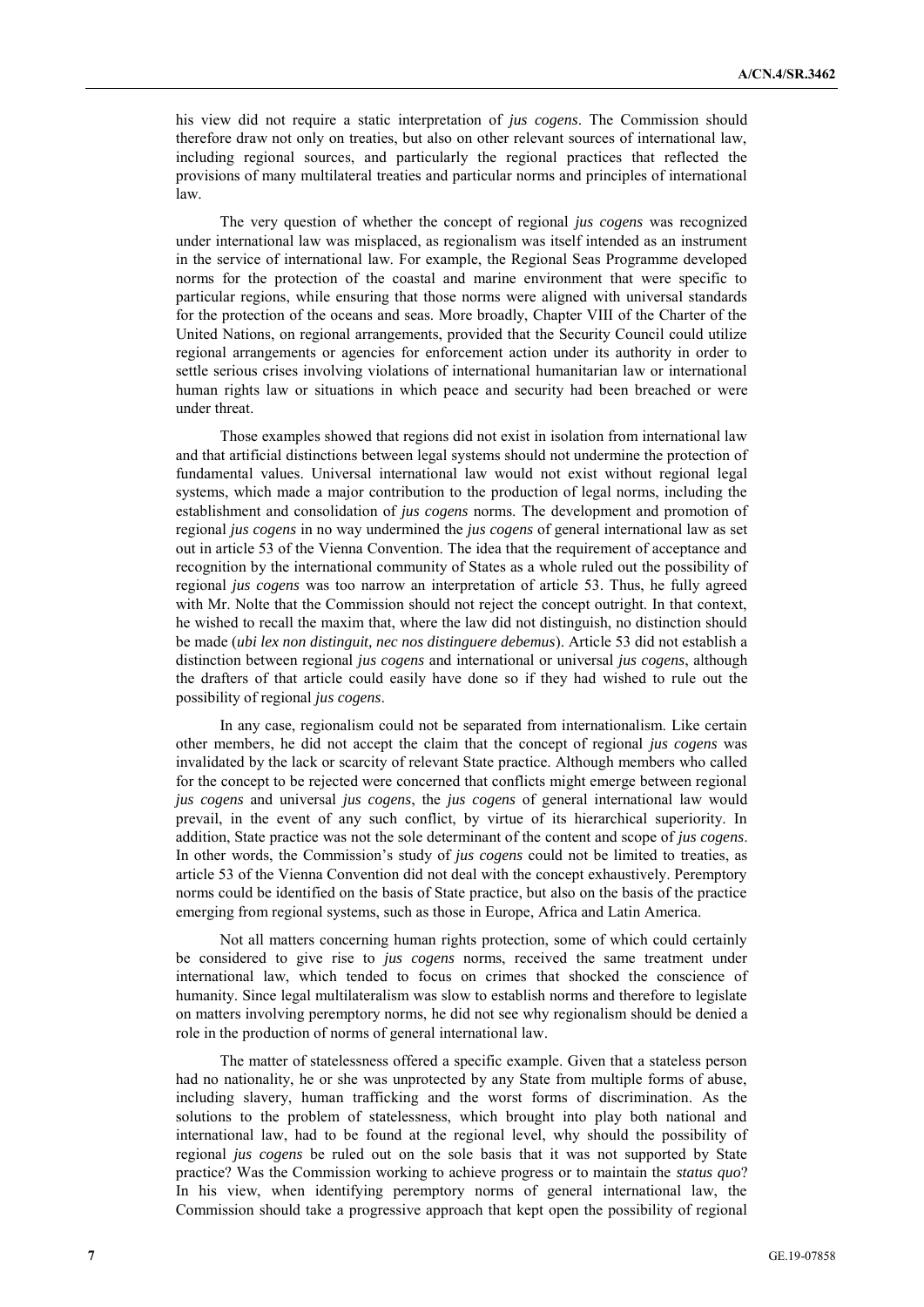his view did not require a static interpretation of *jus cogens*. The Commission should therefore draw not only on treaties, but also on other relevant sources of international law, including regional sources, and particularly the regional practices that reflected the provisions of many multilateral treaties and particular norms and principles of international law.

The very question of whether the concept of regional *jus cogens* was recognized under international law was misplaced, as regionalism was itself intended as an instrument in the service of international law. For example, the Regional Seas Programme developed norms for the protection of the coastal and marine environment that were specific to particular regions, while ensuring that those norms were aligned with universal standards for the protection of the oceans and seas. More broadly, Chapter VIII of the Charter of the United Nations, on regional arrangements, provided that the Security Council could utilize regional arrangements or agencies for enforcement action under its authority in order to settle serious crises involving violations of international humanitarian law or international human rights law or situations in which peace and security had been breached or were under threat.

Those examples showed that regions did not exist in isolation from international law and that artificial distinctions between legal systems should not undermine the protection of fundamental values. Universal international law would not exist without regional legal systems, which made a major contribution to the production of legal norms, including the establishment and consolidation of *jus cogens* norms. The development and promotion of regional *jus cogens* in no way undermined the *jus cogens* of general international law as set out in article 53 of the Vienna Convention. The idea that the requirement of acceptance and recognition by the international community of States as a whole ruled out the possibility of regional *jus cogens* was too narrow an interpretation of article 53. Thus, he fully agreed with Mr. Nolte that the Commission should not reject the concept outright. In that context, he wished to recall the maxim that, where the law did not distinguish, no distinction should be made (*ubi lex non distinguit, nec nos distinguere debemus*). Article 53 did not establish a distinction between regional *jus cogens* and international or universal *jus cogens*, although the drafters of that article could easily have done so if they had wished to rule out the possibility of regional *jus cogens*.

In any case, regionalism could not be separated from internationalism. Like certain other members, he did not accept the claim that the concept of regional *jus cogens* was invalidated by the lack or scarcity of relevant State practice. Although members who called for the concept to be rejected were concerned that conflicts might emerge between regional *jus cogens* and universal *jus cogens*, the *jus cogens* of general international law would prevail, in the event of any such conflict, by virtue of its hierarchical superiority. In addition, State practice was not the sole determinant of the content and scope of *jus cogens*. In other words, the Commission's study of *jus cogens* could not be limited to treaties, as article 53 of the Vienna Convention did not deal with the concept exhaustively. Peremptory norms could be identified on the basis of State practice, but also on the basis of the practice emerging from regional systems, such as those in Europe, Africa and Latin America.

Not all matters concerning human rights protection, some of which could certainly be considered to give rise to *jus cogens* norms, received the same treatment under international law, which tended to focus on crimes that shocked the conscience of humanity. Since legal multilateralism was slow to establish norms and therefore to legislate on matters involving peremptory norms, he did not see why regionalism should be denied a role in the production of norms of general international law.

The matter of statelessness offered a specific example. Given that a stateless person had no nationality, he or she was unprotected by any State from multiple forms of abuse, including slavery, human trafficking and the worst forms of discrimination. As the solutions to the problem of statelessness, which brought into play both national and international law, had to be found at the regional level, why should the possibility of regional *jus cogens* be ruled out on the sole basis that it was not supported by State practice? Was the Commission working to achieve progress or to maintain the *status quo*? In his view, when identifying peremptory norms of general international law, the Commission should take a progressive approach that kept open the possibility of regional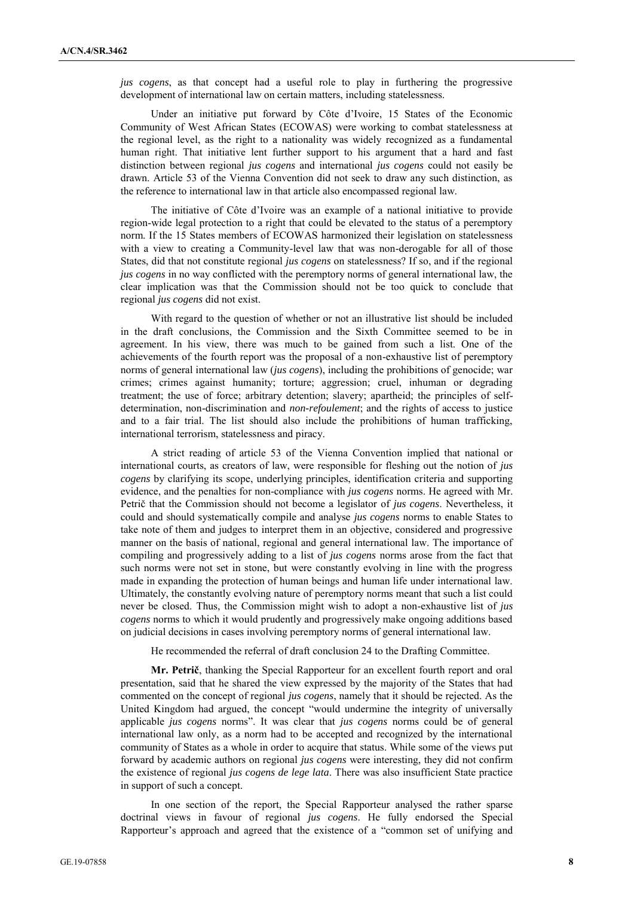*jus cogens*, as that concept had a useful role to play in furthering the progressive development of international law on certain matters, including statelessness.

Under an initiative put forward by Côte d'Ivoire, 15 States of the Economic Community of West African States (ECOWAS) were working to combat statelessness at the regional level, as the right to a nationality was widely recognized as a fundamental human right. That initiative lent further support to his argument that a hard and fast distinction between regional *jus cogens* and international *jus cogens* could not easily be drawn. Article 53 of the Vienna Convention did not seek to draw any such distinction, as the reference to international law in that article also encompassed regional law.

The initiative of Côte d'Ivoire was an example of a national initiative to provide region-wide legal protection to a right that could be elevated to the status of a peremptory norm. If the 15 States members of ECOWAS harmonized their legislation on statelessness with a view to creating a Community-level law that was non-derogable for all of those States, did that not constitute regional *jus cogens* on statelessness? If so, and if the regional *jus cogens* in no way conflicted with the peremptory norms of general international law, the clear implication was that the Commission should not be too quick to conclude that regional *jus cogens* did not exist.

With regard to the question of whether or not an illustrative list should be included in the draft conclusions, the Commission and the Sixth Committee seemed to be in agreement. In his view, there was much to be gained from such a list. One of the achievements of the fourth report was the proposal of a non-exhaustive list of peremptory norms of general international law (*jus cogens*), including the prohibitions of genocide; war crimes; crimes against humanity; torture; aggression; cruel, inhuman or degrading treatment; the use of force; arbitrary detention; slavery; apartheid; the principles of self-determination, non-discrimination and *non-refoulement*; and the rights of access to justice and to a fair trial. The list should also include the prohibitions of human trafficking, international terrorism, statelessness and piracy.

A strict reading of article 53 of the Vienna Convention implied that national or international courts, as creators of law, were responsible for fleshing out the notion of *jus cogens* by clarifying its scope, underlying principles, identification criteria and supporting evidence, and the penalties for non-compliance with *jus cogens* norms. He agreed with Mr. Petrič that the Commission should not become a legislator of *jus cogens*. Nevertheless, it could and should systematically compile and analyse *jus cogens* norms to enable States to take note of them and judges to interpret them in an objective, considered and progressive manner on the basis of national, regional and general international law. The importance of compiling and progressively adding to a list of *jus cogens* norms arose from the fact that such norms were not set in stone, but were constantly evolving in line with the progress made in expanding the protection of human beings and human life under international law. Ultimately, the constantly evolving nature of peremptory norms meant that such a list could never be closed. Thus, the Commission might wish to adopt a non-exhaustive list of *jus cogens* norms to which it would prudently and progressively make ongoing additions based on judicial decisions in cases involving peremptory norms of general international law.

He recommended the referral of draft conclusion 24 to the Drafting Committee.

**Mr. Petrič**, thanking the Special Rapporteur for an excellent fourth report and oral presentation, said that he shared the view expressed by the majority of the States that had commented on the concept of regional *jus cogens*, namely that it should be rejected. As the United Kingdom had argued, the concept "would undermine the integrity of universally applicable *jus cogens* norms". It was clear that *jus cogens* norms could be of general international law only, as a norm had to be accepted and recognized by the international community of States as a whole in order to acquire that status. While some of the views put forward by academic authors on regional *jus cogens* were interesting, they did not confirm the existence of regional *jus cogens de lege lata*. There was also insufficient State practice in support of such a concept.

In one section of the report, the Special Rapporteur analysed the rather sparse doctrinal views in favour of regional *jus cogens*. He fully endorsed the Special Rapporteur's approach and agreed that the existence of a "common set of unifying and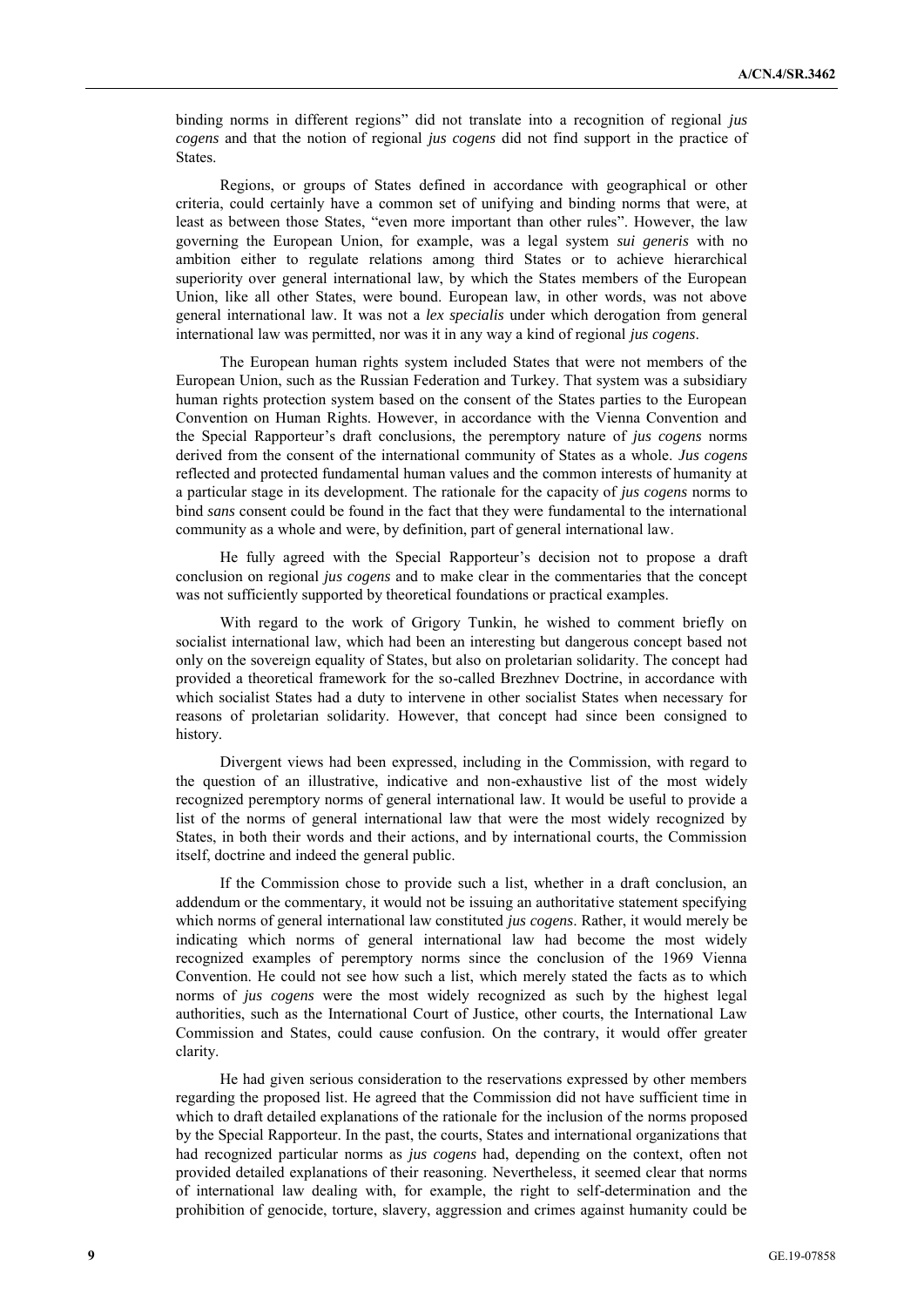binding norms in different regions" did not translate into a recognition of regional *jus cogens* and that the notion of regional *jus cogens* did not find support in the practice of States.

Regions, or groups of States defined in accordance with geographical or other criteria, could certainly have a common set of unifying and binding norms that were, at least as between those States, "even more important than other rules". However, the law governing the European Union, for example, was a legal system *sui generis* with no ambition either to regulate relations among third States or to achieve hierarchical superiority over general international law, by which the States members of the European Union, like all other States, were bound. European law, in other words, was not above general international law. It was not a *lex specialis* under which derogation from general international law was permitted, nor was it in any way a kind of regional *jus cogens*.

The European human rights system included States that were not members of the European Union, such as the Russian Federation and Turkey. That system was a subsidiary human rights protection system based on the consent of the States parties to the European Convention on Human Rights. However, in accordance with the Vienna Convention and the Special Rapporteur's draft conclusions, the peremptory nature of *jus cogens* norms derived from the consent of the international community of States as a whole. *Jus cogens* reflected and protected fundamental human values and the common interests of humanity at a particular stage in its development. The rationale for the capacity of *jus cogens* norms to bind *sans* consent could be found in the fact that they were fundamental to the international community as a whole and were, by definition, part of general international law.

He fully agreed with the Special Rapporteur's decision not to propose a draft conclusion on regional *jus cogens* and to make clear in the commentaries that the concept was not sufficiently supported by theoretical foundations or practical examples.

With regard to the work of Grigory Tunkin, he wished to comment briefly on socialist international law, which had been an interesting but dangerous concept based not only on the sovereign equality of States, but also on proletarian solidarity. The concept had provided a theoretical framework for the so-called Brezhnev Doctrine, in accordance with which socialist States had a duty to intervene in other socialist States when necessary for reasons of proletarian solidarity. However, that concept had since been consigned to history.

Divergent views had been expressed, including in the Commission, with regard to the question of an illustrative, indicative and non-exhaustive list of the most widely recognized peremptory norms of general international law. It would be useful to provide a list of the norms of general international law that were the most widely recognized by States, in both their words and their actions, and by international courts, the Commission itself, doctrine and indeed the general public.

If the Commission chose to provide such a list, whether in a draft conclusion, an addendum or the commentary, it would not be issuing an authoritative statement specifying which norms of general international law constituted *jus cogens*. Rather, it would merely be indicating which norms of general international law had become the most widely recognized examples of peremptory norms since the conclusion of the 1969 Vienna Convention. He could not see how such a list, which merely stated the facts as to which norms of *jus cogens* were the most widely recognized as such by the highest legal authorities, such as the International Court of Justice, other courts, the International Law Commission and States, could cause confusion. On the contrary, it would offer greater clarity.

He had given serious consideration to the reservations expressed by other members regarding the proposed list. He agreed that the Commission did not have sufficient time in which to draft detailed explanations of the rationale for the inclusion of the norms proposed by the Special Rapporteur. In the past, the courts, States and international organizations that had recognized particular norms as *jus cogens* had, depending on the context, often not provided detailed explanations of their reasoning. Nevertheless, it seemed clear that norms of international law dealing with, for example, the right to self-determination and the prohibition of genocide, torture, slavery, aggression and crimes against humanity could be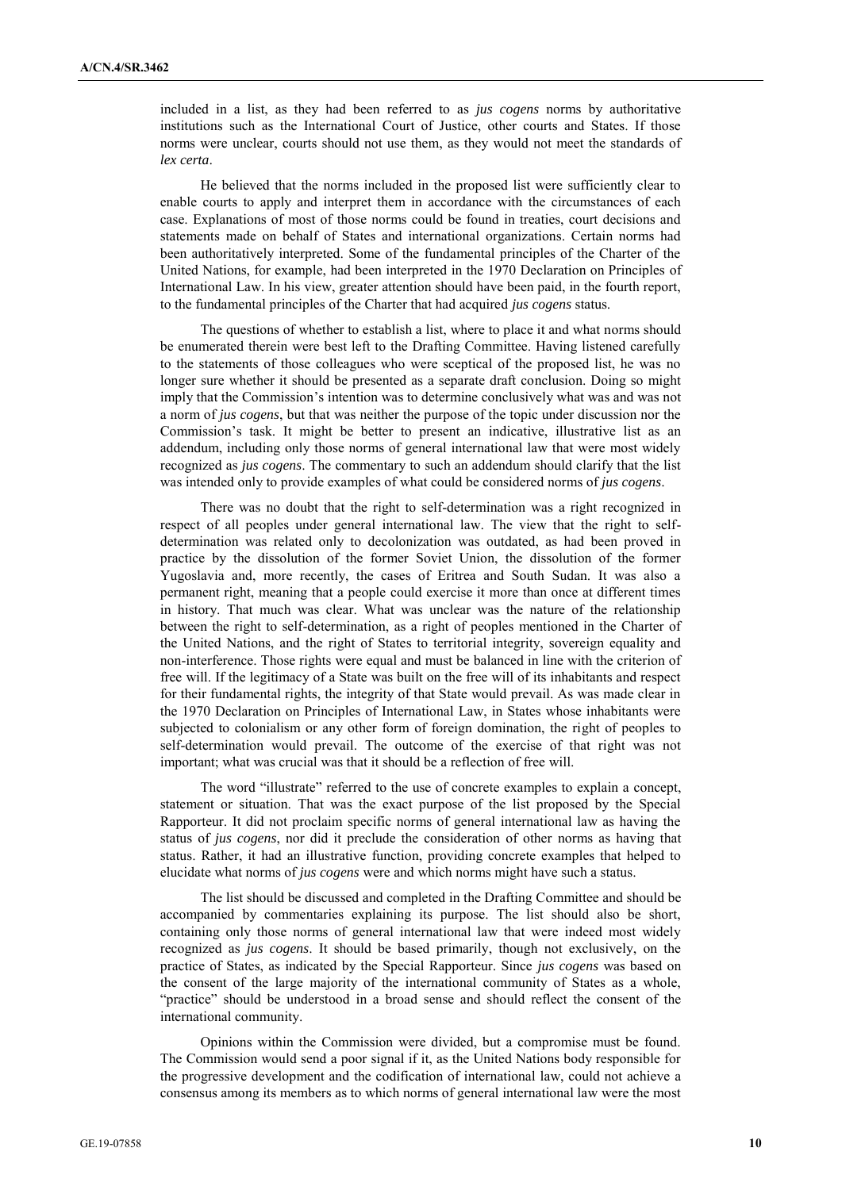included in a list, as they had been referred to as *jus cogens* norms by authoritative institutions such as the International Court of Justice, other courts and States. If those norms were unclear, courts should not use them, as they would not meet the standards of *lex certa*.

He believed that the norms included in the proposed list were sufficiently clear to enable courts to apply and interpret them in accordance with the circumstances of each case. Explanations of most of those norms could be found in treaties, court decisions and statements made on behalf of States and international organizations. Certain norms had been authoritatively interpreted. Some of the fundamental principles of the Charter of the United Nations, for example, had been interpreted in the 1970 Declaration on Principles of International Law. In his view, greater attention should have been paid, in the fourth report, to the fundamental principles of the Charter that had acquired *jus cogens* status.

The questions of whether to establish a list, where to place it and what norms should be enumerated therein were best left to the Drafting Committee. Having listened carefully to the statements of those colleagues who were sceptical of the proposed list, he was no longer sure whether it should be presented as a separate draft conclusion. Doing so might imply that the Commission's intention was to determine conclusively what was and was not a norm of *jus cogens*, but that was neither the purpose of the topic under discussion nor the Commission's task. It might be better to present an indicative, illustrative list as an addendum, including only those norms of general international law that were most widely recognized as *jus cogens*. The commentary to such an addendum should clarify that the list was intended only to provide examples of what could be considered norms of *jus cogens*.

There was no doubt that the right to self-determination was a right recognized in respect of all peoples under general international law. The view that the right to self-determination was related only to decolonization was outdated, as had been proved in practice by the dissolution of the former Soviet Union, the dissolution of the former Yugoslavia and, more recently, the cases of Eritrea and South Sudan. It was also a permanent right, meaning that a people could exercise it more than once at different times in history. That much was clear. What was unclear was the nature of the relationship between the right to self-determination, as a right of peoples mentioned in the Charter of the United Nations, and the right of States to territorial integrity, sovereign equality and non-interference. Those rights were equal and must be balanced in line with the criterion of free will. If the legitimacy of a State was built on the free will of its inhabitants and respect for their fundamental rights, the integrity of that State would prevail. As was made clear in the 1970 Declaration on Principles of International Law, in States whose inhabitants were subjected to colonialism or any other form of foreign domination, the right of peoples to self-determination would prevail. The outcome of the exercise of that right was not important; what was crucial was that it should be a reflection of free will.

The word "illustrate" referred to the use of concrete examples to explain a concept, statement or situation. That was the exact purpose of the list proposed by the Special Rapporteur. It did not proclaim specific norms of general international law as having the status of *jus cogens*, nor did it preclude the consideration of other norms as having that status. Rather, it had an illustrative function, providing concrete examples that helped to elucidate what norms of *jus cogens* were and which norms might have such a status.

The list should be discussed and completed in the Drafting Committee and should be accompanied by commentaries explaining its purpose. The list should also be short, containing only those norms of general international law that were indeed most widely recognized as *jus cogens*. It should be based primarily, though not exclusively, on the practice of States, as indicated by the Special Rapporteur. Since *jus cogens* was based on the consent of the large majority of the international community of States as a whole, "practice" should be understood in a broad sense and should reflect the consent of the international community.

Opinions within the Commission were divided, but a compromise must be found. The Commission would send a poor signal if it, as the United Nations body responsible for the progressive development and the codification of international law, could not achieve a consensus among its members as to which norms of general international law were the most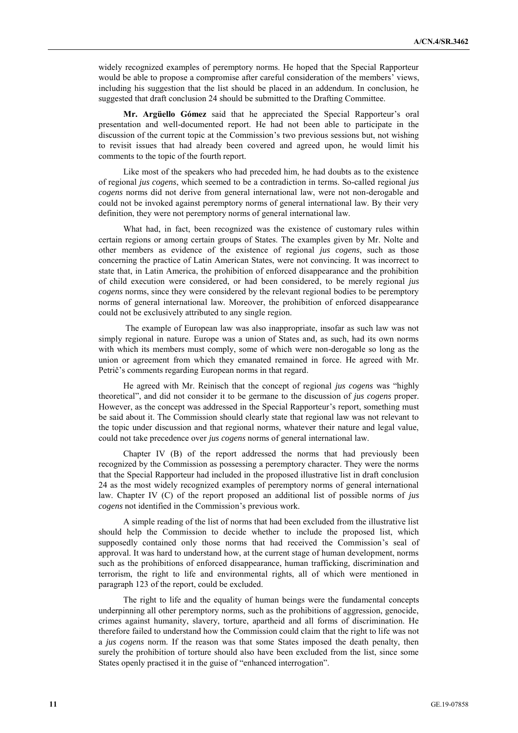widely recognized examples of peremptory norms. He hoped that the Special Rapporteur would be able to propose a compromise after careful consideration of the members' views, including his suggestion that the list should be placed in an addendum. In conclusion, he suggested that draft conclusion 24 should be submitted to the Drafting Committee.

**Mr. Argüello Gómez** said that he appreciated the Special Rapporteur's oral presentation and well-documented report. He had not been able to participate in the discussion of the current topic at the Commission's two previous sessions but, not wishing to revisit issues that had already been covered and agreed upon, he would limit his comments to the topic of the fourth report.

Like most of the speakers who had preceded him, he had doubts as to the existence of regional *jus cogens*, which seemed to be a contradiction in terms. So-called regional *jus cogens* norms did not derive from general international law, were not non-derogable and could not be invoked against peremptory norms of general international law. By their very definition, they were not peremptory norms of general international law.

What had, in fact, been recognized was the existence of customary rules within certain regions or among certain groups of States. The examples given by Mr. Nolte and other members as evidence of the existence of regional *jus cogens*, such as those concerning the practice of Latin American States, were not convincing. It was incorrect to state that, in Latin America, the prohibition of enforced disappearance and the prohibition of child execution were considered, or had been considered, to be merely regional *jus cogens* norms, since they were considered by the relevant regional bodies to be peremptory norms of general international law. Moreover, the prohibition of enforced disappearance could not be exclusively attributed to any single region.

The example of European law was also inappropriate, insofar as such law was not simply regional in nature. Europe was a union of States and, as such, had its own norms with which its members must comply, some of which were non-derogable so long as the union or agreement from which they emanated remained in force. He agreed with Mr. Petrič's comments regarding European norms in that regard.

He agreed with Mr. Reinisch that the concept of regional *jus cogens* was "highly theoretical", and did not consider it to be germane to the discussion of *jus cogens* proper. However, as the concept was addressed in the Special Rapporteur's report, something must be said about it. The Commission should clearly state that regional law was not relevant to the topic under discussion and that regional norms, whatever their nature and legal value, could not take precedence over *jus cogens* norms of general international law.

Chapter IV (B) of the report addressed the norms that had previously been recognized by the Commission as possessing a peremptory character. They were the norms that the Special Rapporteur had included in the proposed illustrative list in draft conclusion 24 as the most widely recognized examples of peremptory norms of general international law. Chapter IV (C) of the report proposed an additional list of possible norms of *jus cogens* not identified in the Commission's previous work.

A simple reading of the list of norms that had been excluded from the illustrative list should help the Commission to decide whether to include the proposed list, which supposedly contained only those norms that had received the Commission's seal of approval. It was hard to understand how, at the current stage of human development, norms such as the prohibitions of enforced disappearance, human trafficking, discrimination and terrorism, the right to life and environmental rights, all of which were mentioned in paragraph 123 of the report, could be excluded.

The right to life and the equality of human beings were the fundamental concepts underpinning all other peremptory norms, such as the prohibitions of aggression, genocide, crimes against humanity, slavery, torture, apartheid and all forms of discrimination. He therefore failed to understand how the Commission could claim that the right to life was not a *jus cogens* norm. If the reason was that some States imposed the death penalty, then surely the prohibition of torture should also have been excluded from the list, since some States openly practised it in the guise of "enhanced interrogation".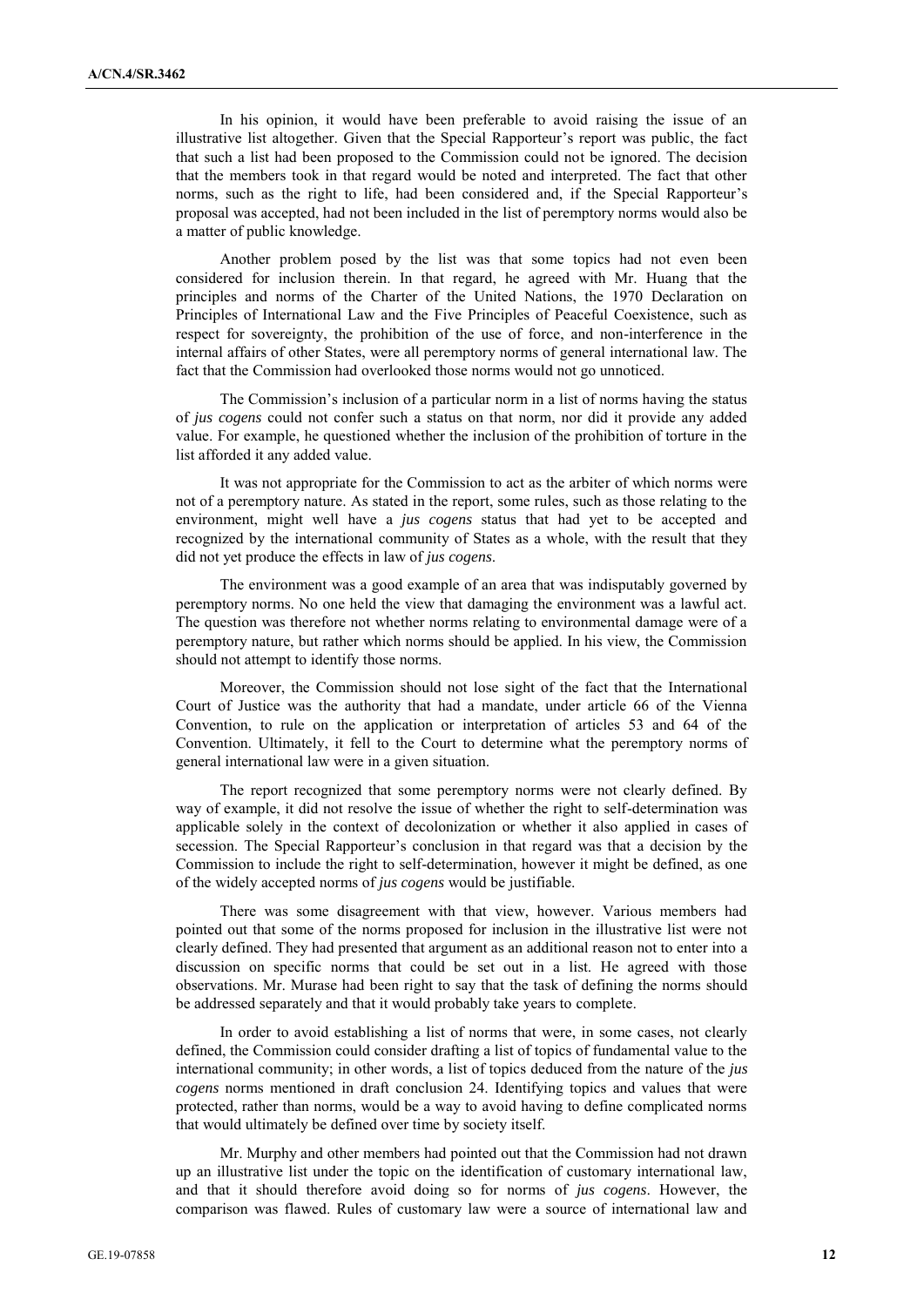In his opinion, it would have been preferable to avoid raising the issue of an illustrative list altogether. Given that the Special Rapporteur's report was public, the fact that such a list had been proposed to the Commission could not be ignored. The decision that the members took in that regard would be noted and interpreted. The fact that other norms, such as the right to life, had been considered and, if the Special Rapporteur's proposal was accepted, had not been included in the list of peremptory norms would also be a matter of public knowledge.

Another problem posed by the list was that some topics had not even been considered for inclusion therein. In that regard, he agreed with Mr. Huang that the principles and norms of the Charter of the United Nations, the 1970 Declaration on Principles of International Law and the Five Principles of Peaceful Coexistence, such as respect for sovereignty, the prohibition of the use of force, and non-interference in the internal affairs of other States, were all peremptory norms of general international law. The fact that the Commission had overlooked those norms would not go unnoticed.

The Commission's inclusion of a particular norm in a list of norms having the status of *jus cogens* could not confer such a status on that norm, nor did it provide any added value. For example, he questioned whether the inclusion of the prohibition of torture in the list afforded it any added value.

It was not appropriate for the Commission to act as the arbiter of which norms were not of a peremptory nature. As stated in the report, some rules, such as those relating to the environment, might well have a *jus cogens* status that had yet to be accepted and recognized by the international community of States as a whole, with the result that they did not yet produce the effects in law of *jus cogens*.

The environment was a good example of an area that was indisputably governed by peremptory norms. No one held the view that damaging the environment was a lawful act. The question was therefore not whether norms relating to environmental damage were of a peremptory nature, but rather which norms should be applied. In his view, the Commission should not attempt to identify those norms.

Moreover, the Commission should not lose sight of the fact that the International Court of Justice was the authority that had a mandate, under article 66 of the Vienna Convention, to rule on the application or interpretation of articles 53 and 64 of the Convention. Ultimately, it fell to the Court to determine what the peremptory norms of general international law were in a given situation.

The report recognized that some peremptory norms were not clearly defined. By way of example, it did not resolve the issue of whether the right to self-determination was applicable solely in the context of decolonization or whether it also applied in cases of secession. The Special Rapporteur's conclusion in that regard was that a decision by the Commission to include the right to self-determination, however it might be defined, as one of the widely accepted norms of *jus cogens* would be justifiable.

There was some disagreement with that view, however. Various members had pointed out that some of the norms proposed for inclusion in the illustrative list were not clearly defined. They had presented that argument as an additional reason not to enter into a discussion on specific norms that could be set out in a list. He agreed with those observations. Mr. Murase had been right to say that the task of defining the norms should be addressed separately and that it would probably take years to complete.

In order to avoid establishing a list of norms that were, in some cases, not clearly defined, the Commission could consider drafting a list of topics of fundamental value to the international community; in other words, a list of topics deduced from the nature of the *jus cogens* norms mentioned in draft conclusion 24. Identifying topics and values that were protected, rather than norms, would be a way to avoid having to define complicated norms that would ultimately be defined over time by society itself.

Mr. Murphy and other members had pointed out that the Commission had not drawn up an illustrative list under the topic on the identification of customary international law, and that it should therefore avoid doing so for norms of *jus cogens*. However, the comparison was flawed. Rules of customary law were a source of international law and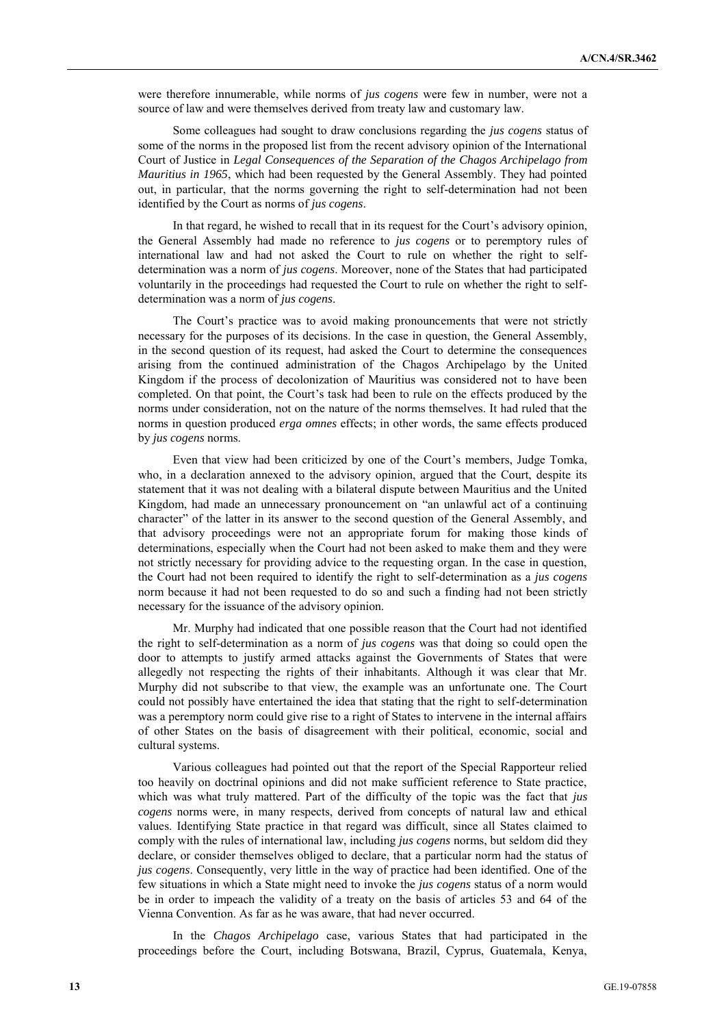were therefore innumerable, while norms of *jus cogens* were few in number, were not a source of law and were themselves derived from treaty law and customary law.

Some colleagues had sought to draw conclusions regarding the *jus cogens* status of some of the norms in the proposed list from the recent advisory opinion of the International Court of Justice in *Legal Consequences of the Separation of the Chagos Archipelago from Mauritius in 1965*, which had been requested by the General Assembly. They had pointed out, in particular, that the norms governing the right to self-determination had not been identified by the Court as norms of *jus cogens*.

In that regard, he wished to recall that in its request for the Court's advisory opinion, the General Assembly had made no reference to *jus cogens* or to peremptory rules of international law and had not asked the Court to rule on whether the right to self-determination was a norm of *jus cogens*. Moreover, none of the States that had participated voluntarily in the proceedings had requested the Court to rule on whether the right to self-determination was a norm of *jus cogens*.

The Court's practice was to avoid making pronouncements that were not strictly necessary for the purposes of its decisions. In the case in question, the General Assembly, in the second question of its request, had asked the Court to determine the consequences arising from the continued administration of the Chagos Archipelago by the United Kingdom if the process of decolonization of Mauritius was considered not to have been completed. On that point, the Court's task had been to rule on the effects produced by the norms under consideration, not on the nature of the norms themselves. It had ruled that the norms in question produced *erga omnes* effects; in other words, the same effects produced by *jus cogens* norms.

Even that view had been criticized by one of the Court's members, Judge Tomka, who, in a declaration annexed to the advisory opinion, argued that the Court, despite its statement that it was not dealing with a bilateral dispute between Mauritius and the United Kingdom, had made an unnecessary pronouncement on "an unlawful act of a continuing character" of the latter in its answer to the second question of the General Assembly, and that advisory proceedings were not an appropriate forum for making those kinds of determinations, especially when the Court had not been asked to make them and they were not strictly necessary for providing advice to the requesting organ. In the case in question, the Court had not been required to identify the right to self-determination as a *jus cogens* norm because it had not been requested to do so and such a finding had not been strictly necessary for the issuance of the advisory opinion.

Mr. Murphy had indicated that one possible reason that the Court had not identified the right to self-determination as a norm of *jus cogens* was that doing so could open the door to attempts to justify armed attacks against the Governments of States that were allegedly not respecting the rights of their inhabitants. Although it was clear that Mr. Murphy did not subscribe to that view, the example was an unfortunate one. The Court could not possibly have entertained the idea that stating that the right to self-determination was a peremptory norm could give rise to a right of States to intervene in the internal affairs of other States on the basis of disagreement with their political, economic, social and cultural systems.

Various colleagues had pointed out that the report of the Special Rapporteur relied too heavily on doctrinal opinions and did not make sufficient reference to State practice, which was what truly mattered. Part of the difficulty of the topic was the fact that *jus cogens* norms were, in many respects, derived from concepts of natural law and ethical values. Identifying State practice in that regard was difficult, since all States claimed to comply with the rules of international law, including *jus cogens* norms, but seldom did they declare, or consider themselves obliged to declare, that a particular norm had the status of *jus cogens*. Consequently, very little in the way of practice had been identified. One of the few situations in which a State might need to invoke the *jus cogens* status of a norm would be in order to impeach the validity of a treaty on the basis of articles 53 and 64 of the Vienna Convention. As far as he was aware, that had never occurred.

In the *Chagos Archipelago* case, various States that had participated in the proceedings before the Court, including Botswana, Brazil, Cyprus, Guatemala, Kenya,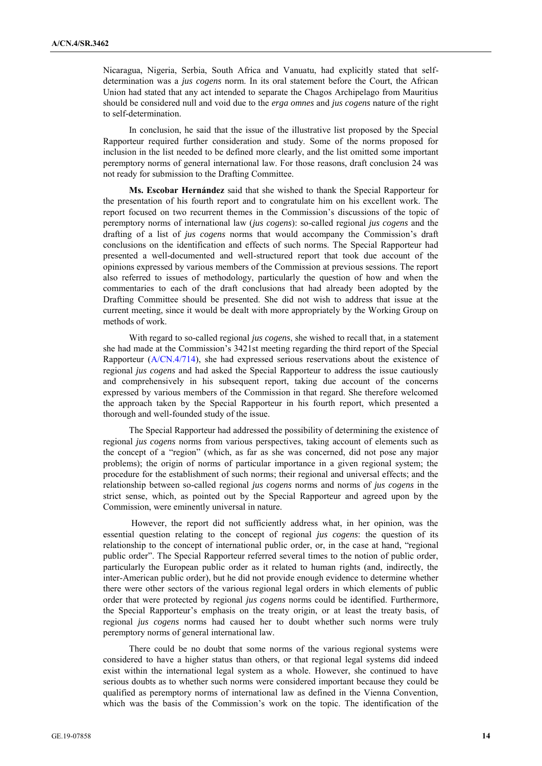Nicaragua, Nigeria, Serbia, South Africa and Vanuatu, had explicitly stated that self-determination was a *jus cogens* norm. In its oral statement before the Court, the African Union had stated that any act intended to separate the Chagos Archipelago from Mauritius should be considered null and void due to the *erga omnes* and *jus cogens* nature of the right to self-determination.

In conclusion, he said that the issue of the illustrative list proposed by the Special Rapporteur required further consideration and study. Some of the norms proposed for inclusion in the list needed to be defined more clearly, and the list omitted some important peremptory norms of general international law. For those reasons, draft conclusion 24 was not ready for submission to the Drafting Committee.

**Ms. Escobar Hernández** said that she wished to thank the Special Rapporteur for the presentation of his fourth report and to congratulate him on his excellent work. The report focused on two recurrent themes in the Commission's discussions of the topic of peremptory norms of international law (*jus cogens*): so-called regional *jus cogens* and the drafting of a list of *jus cogens* norms that would accompany the Commission's draft conclusions on the identification and effects of such norms. The Special Rapporteur had presented a well-documented and well-structured report that took due account of the opinions expressed by various members of the Commission at previous sessions. The report also referred to issues of methodology, particularly the question of how and when the commentaries to each of the draft conclusions that had already been adopted by the Drafting Committee should be presented. She did not wish to address that issue at the current meeting, since it would be dealt with more appropriately by the Working Group on methods of work.

With regard to so-called regional *jus cogens*, she wished to recall that, in a statement she had made at the Commission's 3421st meeting regarding the third report of the Special Rapporteur (A/CN.4/714), she had expressed serious reservations about the existence of regional *jus cogens* and had asked the Special Rapporteur to address the issue cautiously and comprehensively in his subsequent report, taking due account of the concerns expressed by various members of the Commission in that regard. She therefore welcomed the approach taken by the Special Rapporteur in his fourth report, which presented a thorough and well-founded study of the issue.

The Special Rapporteur had addressed the possibility of determining the existence of regional *jus cogens* norms from various perspectives, taking account of elements such as the concept of a "region" (which, as far as she was concerned, did not pose any major problems); the origin of norms of particular importance in a given regional system; the procedure for the establishment of such norms; their regional and universal effects; and the relationship between so-called regional *jus cogens* norms and norms of *jus cogens* in the strict sense, which, as pointed out by the Special Rapporteur and agreed upon by the Commission, were eminently universal in nature.

However, the report did not sufficiently address what, in her opinion, was the essential question relating to the concept of regional *jus cogens*: the question of its relationship to the concept of international public order, or, in the case at hand, "regional public order". The Special Rapporteur referred several times to the notion of public order, particularly the European public order as it related to human rights (and, indirectly, the inter-American public order), but he did not provide enough evidence to determine whether there were other sectors of the various regional legal orders in which elements of public order that were protected by regional *jus cogens* norms could be identified. Furthermore, the Special Rapporteur's emphasis on the treaty origin, or at least the treaty basis, of regional *jus cogens* norms had caused her to doubt whether such norms were truly peremptory norms of general international law.

There could be no doubt that some norms of the various regional systems were considered to have a higher status than others, or that regional legal systems did indeed exist within the international legal system as a whole. However, she continued to have serious doubts as to whether such norms were considered important because they could be qualified as peremptory norms of international law as defined in the Vienna Convention, which was the basis of the Commission's work on the topic. The identification of the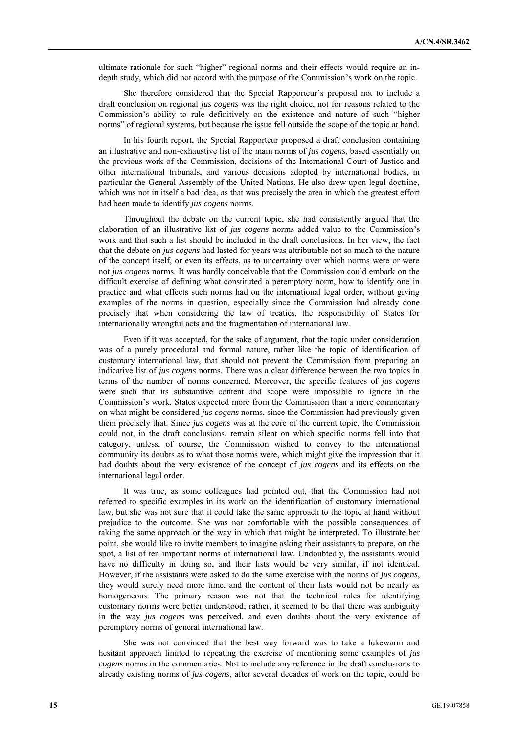ultimate rationale for such "higher" regional norms and their effects would require an in-depth study, which did not accord with the purpose of the Commission's work on the topic.

She therefore considered that the Special Rapporteur's proposal not to include a draft conclusion on regional *jus cogens* was the right choice, not for reasons related to the Commission's ability to rule definitively on the existence and nature of such "higher norms" of regional systems, but because the issue fell outside the scope of the topic at hand.

In his fourth report, the Special Rapporteur proposed a draft conclusion containing an illustrative and non-exhaustive list of the main norms of *jus cogens*, based essentially on the previous work of the Commission, decisions of the International Court of Justice and other international tribunals, and various decisions adopted by international bodies, in particular the General Assembly of the United Nations. He also drew upon legal doctrine, which was not in itself a bad idea, as that was precisely the area in which the greatest effort had been made to identify *jus cogens* norms.

Throughout the debate on the current topic, she had consistently argued that the elaboration of an illustrative list of *jus cogens* norms added value to the Commission's work and that such a list should be included in the draft conclusions. In her view, the fact that the debate on *jus cogens* had lasted for years was attributable not so much to the nature of the concept itself, or even its effects, as to uncertainty over which norms were or were not *jus cogens* norms. It was hardly conceivable that the Commission could embark on the difficult exercise of defining what constituted a peremptory norm, how to identify one in practice and what effects such norms had on the international legal order, without giving examples of the norms in question, especially since the Commission had already done precisely that when considering the law of treaties, the responsibility of States for internationally wrongful acts and the fragmentation of international law.

Even if it was accepted, for the sake of argument, that the topic under consideration was of a purely procedural and formal nature, rather like the topic of identification of customary international law, that should not prevent the Commission from preparing an indicative list of *jus cogens* norms. There was a clear difference between the two topics in terms of the number of norms concerned. Moreover, the specific features of *jus cogens* were such that its substantive content and scope were impossible to ignore in the Commission's work. States expected more from the Commission than a mere commentary on what might be considered *jus cogens* norms, since the Commission had previously given them precisely that. Since *jus cogens* was at the core of the current topic, the Commission could not, in the draft conclusions, remain silent on which specific norms fell into that category, unless, of course, the Commission wished to convey to the international community its doubts as to what those norms were, which might give the impression that it had doubts about the very existence of the concept of *jus cogens* and its effects on the international legal order.

It was true, as some colleagues had pointed out, that the Commission had not referred to specific examples in its work on the identification of customary international law, but she was not sure that it could take the same approach to the topic at hand without prejudice to the outcome. She was not comfortable with the possible consequences of taking the same approach or the way in which that might be interpreted. To illustrate her point, she would like to invite members to imagine asking their assistants to prepare, on the spot, a list of ten important norms of international law. Undoubtedly, the assistants would have no difficulty in doing so, and their lists would be very similar, if not identical. However, if the assistants were asked to do the same exercise with the norms of *jus cogens*, they would surely need more time, and the content of their lists would not be nearly as homogeneous. The primary reason was not that the technical rules for identifying customary norms were better understood; rather, it seemed to be that there was ambiguity in the way *jus cogens* was perceived, and even doubts about the very existence of peremptory norms of general international law.

She was not convinced that the best way forward was to take a lukewarm and hesitant approach limited to repeating the exercise of mentioning some examples of *jus cogens* norms in the commentaries. Not to include any reference in the draft conclusions to already existing norms of *jus cogens*, after several decades of work on the topic, could be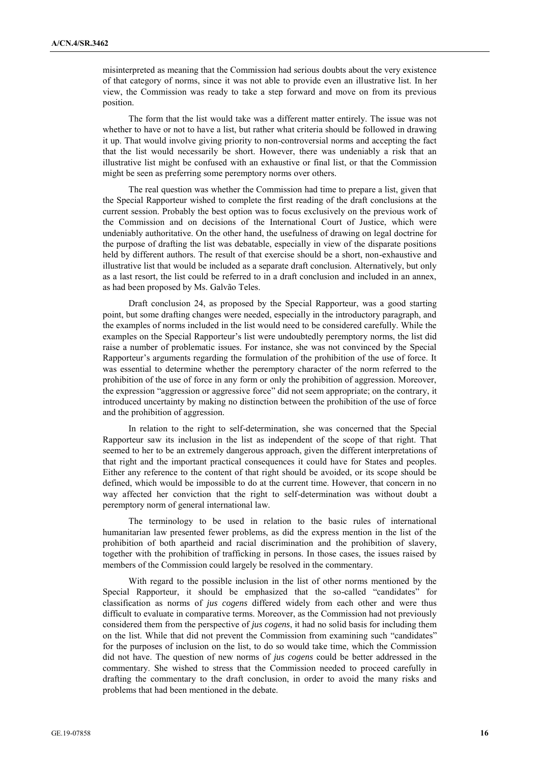misinterpreted as meaning that the Commission had serious doubts about the very existence of that category of norms, since it was not able to provide even an illustrative list. In her view, the Commission was ready to take a step forward and move on from its previous position.

The form that the list would take was a different matter entirely. The issue was not whether to have or not to have a list, but rather what criteria should be followed in drawing it up. That would involve giving priority to non-controversial norms and accepting the fact that the list would necessarily be short. However, there was undeniably a risk that an illustrative list might be confused with an exhaustive or final list, or that the Commission might be seen as preferring some peremptory norms over others.

The real question was whether the Commission had time to prepare a list, given that the Special Rapporteur wished to complete the first reading of the draft conclusions at the current session. Probably the best option was to focus exclusively on the previous work of the Commission and on decisions of the International Court of Justice, which were undeniably authoritative. On the other hand, the usefulness of drawing on legal doctrine for the purpose of drafting the list was debatable, especially in view of the disparate positions held by different authors. The result of that exercise should be a short, non-exhaustive and illustrative list that would be included as a separate draft conclusion. Alternatively, but only as a last resort, the list could be referred to in a draft conclusion and included in an annex, as had been proposed by Ms. Galvão Teles.

Draft conclusion 24, as proposed by the Special Rapporteur, was a good starting point, but some drafting changes were needed, especially in the introductory paragraph, and the examples of norms included in the list would need to be considered carefully. While the examples on the Special Rapporteur's list were undoubtedly peremptory norms, the list did raise a number of problematic issues. For instance, she was not convinced by the Special Rapporteur's arguments regarding the formulation of the prohibition of the use of force. It was essential to determine whether the peremptory character of the norm referred to the prohibition of the use of force in any form or only the prohibition of aggression. Moreover, the expression "aggression or aggressive force" did not seem appropriate; on the contrary, it introduced uncertainty by making no distinction between the prohibition of the use of force and the prohibition of aggression.

In relation to the right to self-determination, she was concerned that the Special Rapporteur saw its inclusion in the list as independent of the scope of that right. That seemed to her to be an extremely dangerous approach, given the different interpretations of that right and the important practical consequences it could have for States and peoples. Either any reference to the content of that right should be avoided, or its scope should be defined, which would be impossible to do at the current time. However, that concern in no way affected her conviction that the right to self-determination was without doubt a peremptory norm of general international law.

The terminology to be used in relation to the basic rules of international humanitarian law presented fewer problems, as did the express mention in the list of the prohibition of both apartheid and racial discrimination and the prohibition of slavery, together with the prohibition of trafficking in persons. In those cases, the issues raised by members of the Commission could largely be resolved in the commentary.

With regard to the possible inclusion in the list of other norms mentioned by the Special Rapporteur, it should be emphasized that the so-called "candidates" for classification as norms of *jus cogens* differed widely from each other and were thus difficult to evaluate in comparative terms. Moreover, as the Commission had not previously considered them from the perspective of *jus cogens*, it had no solid basis for including them on the list. While that did not prevent the Commission from examining such "candidates" for the purposes of inclusion on the list, to do so would take time, which the Commission did not have. The question of new norms of *jus cogens* could be better addressed in the commentary. She wished to stress that the Commission needed to proceed carefully in drafting the commentary to the draft conclusion, in order to avoid the many risks and problems that had been mentioned in the debate.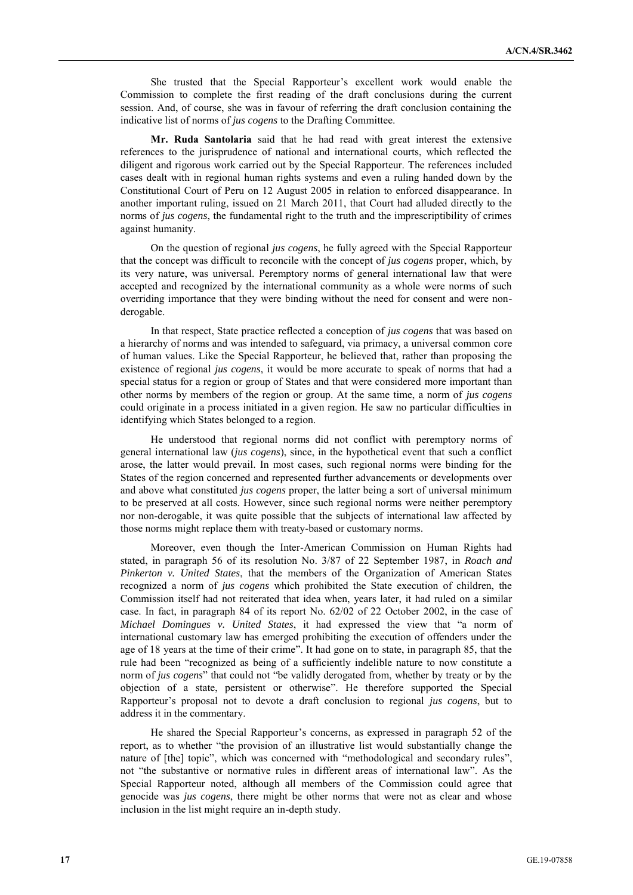She trusted that the Special Rapporteur's excellent work would enable the Commission to complete the first reading of the draft conclusions during the current session. And, of course, she was in favour of referring the draft conclusion containing the indicative list of norms of *jus cogens* to the Drafting Committee.

**Mr. Ruda Santolaria** said that he had read with great interest the extensive references to the jurisprudence of national and international courts, which reflected the diligent and rigorous work carried out by the Special Rapporteur. The references included cases dealt with in regional human rights systems and even a ruling handed down by the Constitutional Court of Peru on 12 August 2005 in relation to enforced disappearance. In another important ruling, issued on 21 March 2011, that Court had alluded directly to the norms of *jus cogens*, the fundamental right to the truth and the imprescriptibility of crimes against humanity.

On the question of regional *jus cogens*, he fully agreed with the Special Rapporteur that the concept was difficult to reconcile with the concept of *jus cogens* proper, which, by its very nature, was universal. Peremptory norms of general international law that were accepted and recognized by the international community as a whole were norms of such overriding importance that they were binding without the need for consent and were non-derogable.

In that respect, State practice reflected a conception of *jus cogens* that was based on a hierarchy of norms and was intended to safeguard, via primacy, a universal common core of human values. Like the Special Rapporteur, he believed that, rather than proposing the existence of regional *jus cogens*, it would be more accurate to speak of norms that had a special status for a region or group of States and that were considered more important than other norms by members of the region or group. At the same time, a norm of *jus cogens* could originate in a process initiated in a given region. He saw no particular difficulties in identifying which States belonged to a region.

He understood that regional norms did not conflict with peremptory norms of general international law (*jus cogens*), since, in the hypothetical event that such a conflict arose, the latter would prevail. In most cases, such regional norms were binding for the States of the region concerned and represented further advancements or developments over and above what constituted *jus cogens* proper, the latter being a sort of universal minimum to be preserved at all costs. However, since such regional norms were neither peremptory nor non-derogable, it was quite possible that the subjects of international law affected by those norms might replace them with treaty-based or customary norms.

Moreover, even though the Inter-American Commission on Human Rights had stated, in paragraph 56 of its resolution No. 3/87 of 22 September 1987, in *Roach and Pinkerton v. United States*, that the members of the Organization of American States recognized a norm of *jus cogens* which prohibited the State execution of children, the Commission itself had not reiterated that idea when, years later, it had ruled on a similar case. In fact, in paragraph 84 of its report No. 62/02 of 22 October 2002, in the case of *Michael Domingues v. United States*, it had expressed the view that "a norm of international customary law has emerged prohibiting the execution of offenders under the age of 18 years at the time of their crime". It had gone on to state, in paragraph 85, that the rule had been "recognized as being of a sufficiently indelible nature to now constitute a norm of *jus cogens*" that could not "be validly derogated from, whether by treaty or by the objection of a state, persistent or otherwise". He therefore supported the Special Rapporteur's proposal not to devote a draft conclusion to regional *jus cogens*, but to address it in the commentary.

He shared the Special Rapporteur's concerns, as expressed in paragraph 52 of the report, as to whether "the provision of an illustrative list would substantially change the nature of [the] topic", which was concerned with "methodological and secondary rules", not "the substantive or normative rules in different areas of international law". As the Special Rapporteur noted, although all members of the Commission could agree that genocide was *jus cogens*, there might be other norms that were not as clear and whose inclusion in the list might require an in-depth study.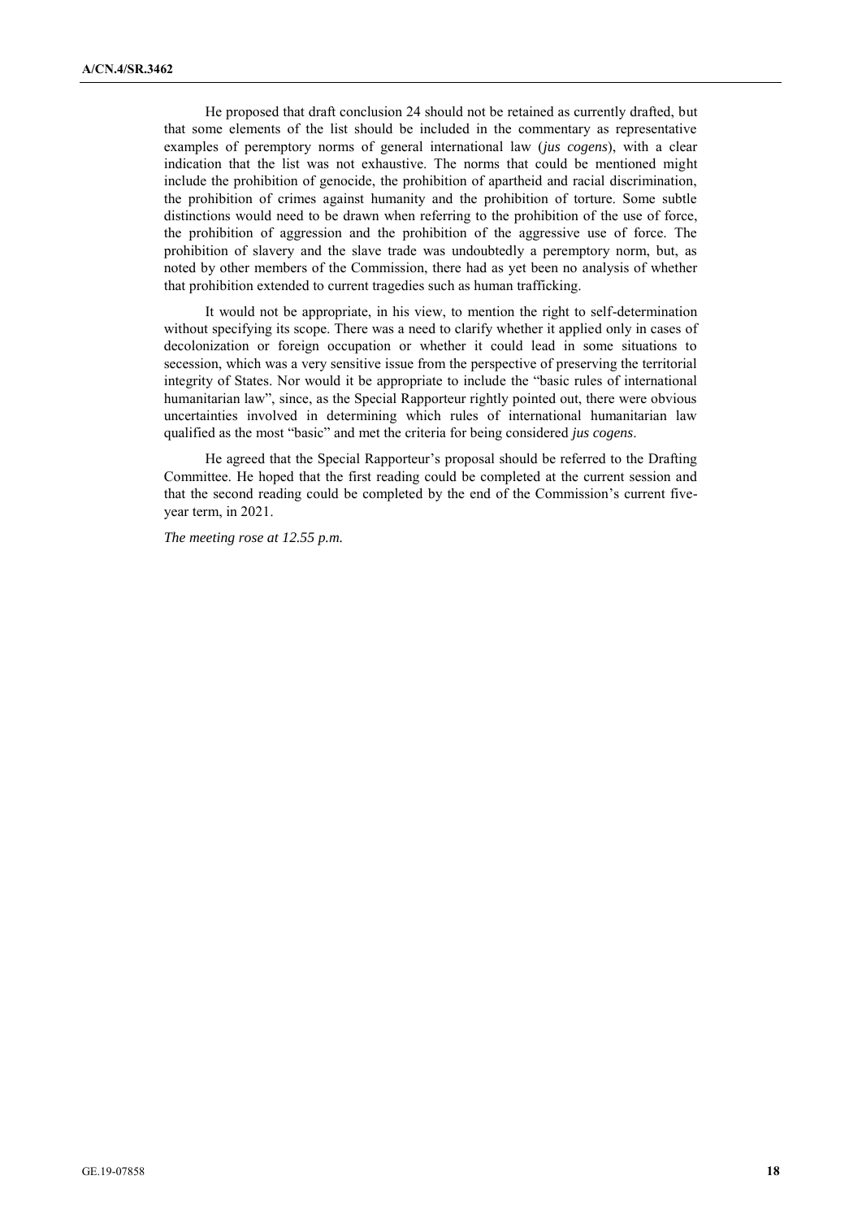He proposed that draft conclusion 24 should not be retained as currently drafted, but that some elements of the list should be included in the commentary as representative examples of peremptory norms of general international law (*jus cogens*), with a clear indication that the list was not exhaustive. The norms that could be mentioned might include the prohibition of genocide, the prohibition of apartheid and racial discrimination, the prohibition of crimes against humanity and the prohibition of torture. Some subtle distinctions would need to be drawn when referring to the prohibition of the use of force, the prohibition of aggression and the prohibition of the aggressive use of force. The prohibition of slavery and the slave trade was undoubtedly a peremptory norm, but, as noted by other members of the Commission, there had as yet been no analysis of whether that prohibition extended to current tragedies such as human trafficking.

It would not be appropriate, in his view, to mention the right to self-determination without specifying its scope. There was a need to clarify whether it applied only in cases of decolonization or foreign occupation or whether it could lead in some situations to secession, which was a very sensitive issue from the perspective of preserving the territorial integrity of States. Nor would it be appropriate to include the "basic rules of international humanitarian law", since, as the Special Rapporteur rightly pointed out, there were obvious uncertainties involved in determining which rules of international humanitarian law qualified as the most "basic" and met the criteria for being considered *jus cogens*.

He agreed that the Special Rapporteur's proposal should be referred to the Drafting Committee. He hoped that the first reading could be completed at the current session and that the second reading could be completed by the end of the Commission's current five-year term, in 2021.

*The meeting rose at 12.55 p.m.*